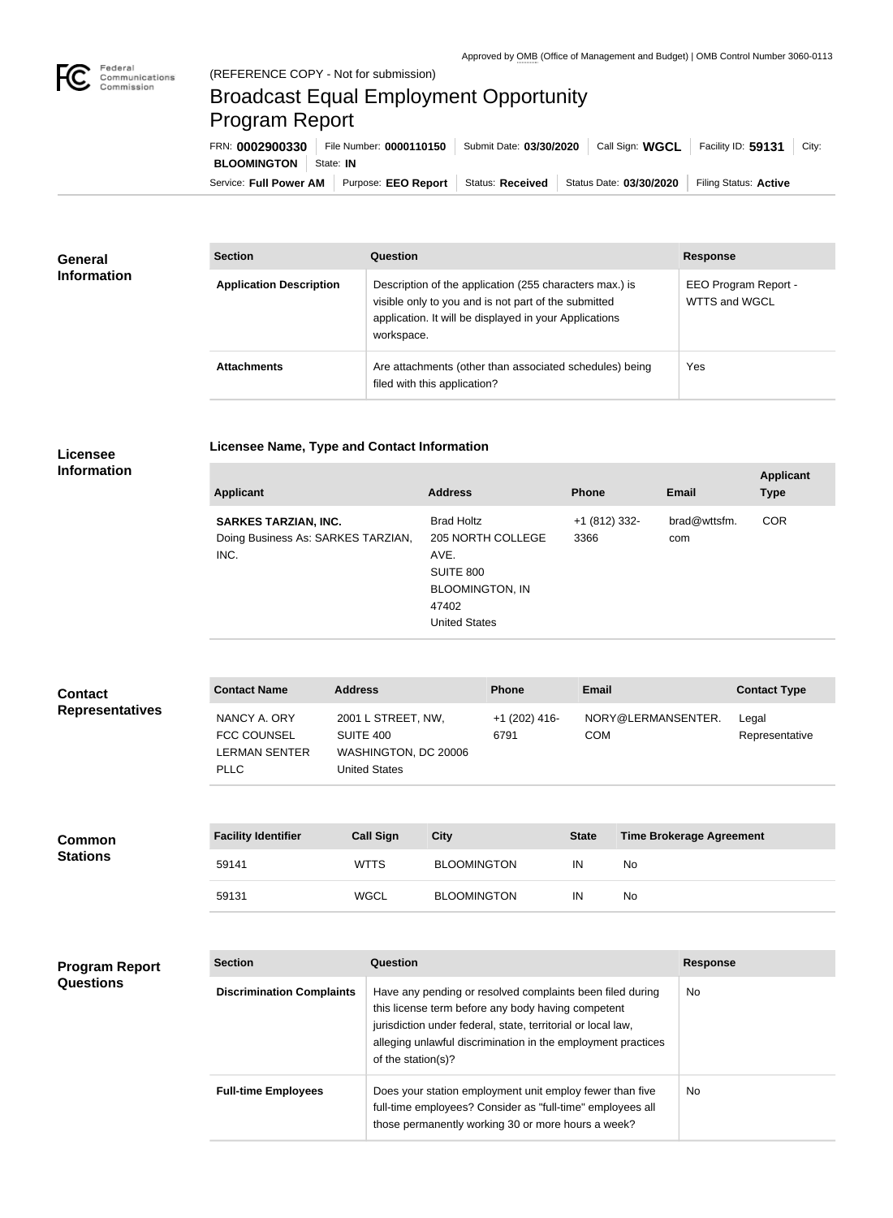Approved by OMB (Office of Management and Budget) | OMB Control Number 3060-0113

(REFERENCE COPY - Not for submission)

# Broadcast Equal Employment Opportunity Program Report

FRN: **0002900330** | File Number: **0000110150** | Submit Date: **03/30/2020** | Call Sign: **WGCL** | Facility ID: **59131** | City: **BLOOMINGTON** | State: **IN**

Service: **Full Power AM** | Purpose: **EEO Report** | Status: **Received** | Status Date: **03/30/2020** | Filing Status: **Active**

## General Information

| Section | Question | Response |
|---|---|---|
| **Application Description** | Description of the application (255 characters max.) is visible only to you and is not part of the submitted application. It will be displayed in your Applications workspace. | EEO Program Report - WTTS and WGCL |
| **Attachments** | Are attachments (other than associated schedules) being filed with this application? | Yes |

## Licensee Information

### Licensee Name, Type and Contact Information

| Applicant | Address | Phone | Email | Applicant Type |
|---|---|---|---|---|
| **SARKES TARZIAN, INC.** Doing Business As: SARKES TARZIAN, INC. | Brad Holtz 205 NORTH COLLEGE AVE. SUITE 800 BLOOMINGTON, IN 47402 United States | +1 (812) 332-3366 | brad@wttsfm.com | COR |

## Contact Representatives

| Contact Name | Address | Phone | Email | Contact Type |
|---|---|---|---|---|
| NANCY A. ORY FCC COUNSEL LERMAN SENTER PLLC | 2001 L STREET, NW, SUITE 400 WASHINGTON, DC 20006 United States | +1 (202) 416-6791 | NORY@LERMANSENTER.COM | Legal Representative |

## Common Stations

| Facility Identifier | Call Sign | City | State | Time Brokerage Agreement |
|---|---|---|---|---|
| 59141 | WTTS | BLOOMINGTON | IN | No |
| 59131 | WGCL | BLOOMINGTON | IN | No |

## Program Report Questions

| Section | Question | Response |
|---|---|---|
| **Discrimination Complaints** | Have any pending or resolved complaints been filed during this license term before any body having competent jurisdiction under federal, state, territorial or local law, alleging unlawful discrimination in the employment practices of the station(s)? | No |
| **Full-time Employees** | Does your station employment unit employ fewer than five full-time employees? Consider as "full-time" employees all those permanently working 30 or more hours a week? | No |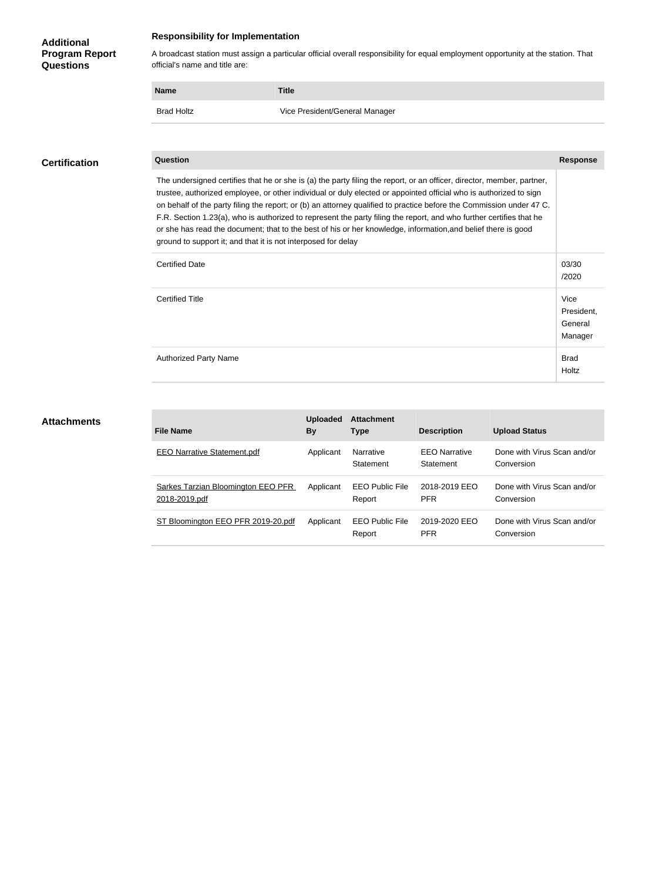## Additional Program Report Questions

### Responsibility for Implementation

A broadcast station must assign a particular official overall responsibility for equal employment opportunity at the station. That official's name and title are:

| Name | Title |
| --- | --- |
| Brad Holtz | Vice President/General Manager |

## Certification

| Question | Response |
| --- | --- |
| The undersigned certifies that he or she is (a) the party filing the report, or an officer, director, member, partner, trustee, authorized employee, or other individual or duly elected or appointed official who is authorized to sign on behalf of the party filing the report; or (b) an attorney qualified to practice before the Commission under 47 C.F.R. Section 1.23(a), who is authorized to represent the party filing the report, and who further certifies that he or she has read the document; that to the best of his or her knowledge, information,and belief there is good ground to support it; and that it is not interposed for delay | |
| Certified Date | 03/30/2020 |
| Certified Title | Vice President, General Manager |
| Authorized Party Name | Brad Holtz |

## Attachments

| File Name | Uploaded By | Attachment Type | Description | Upload Status |
| --- | --- | --- | --- | --- |
| EEO Narrative Statement.pdf | Applicant | Narrative Statement | EEO Narrative Statement | Done with Virus Scan and/or Conversion |
| Sarkes Tarzian Bloomington EEO PFR 2018-2019.pdf | Applicant | EEO Public File Report | 2018-2019 EEO PFR | Done with Virus Scan and/or Conversion |
| ST Bloomington EEO PFR 2019-20.pdf | Applicant | EEO Public File Report | 2019-2020 EEO PFR | Done with Virus Scan and/or Conversion |